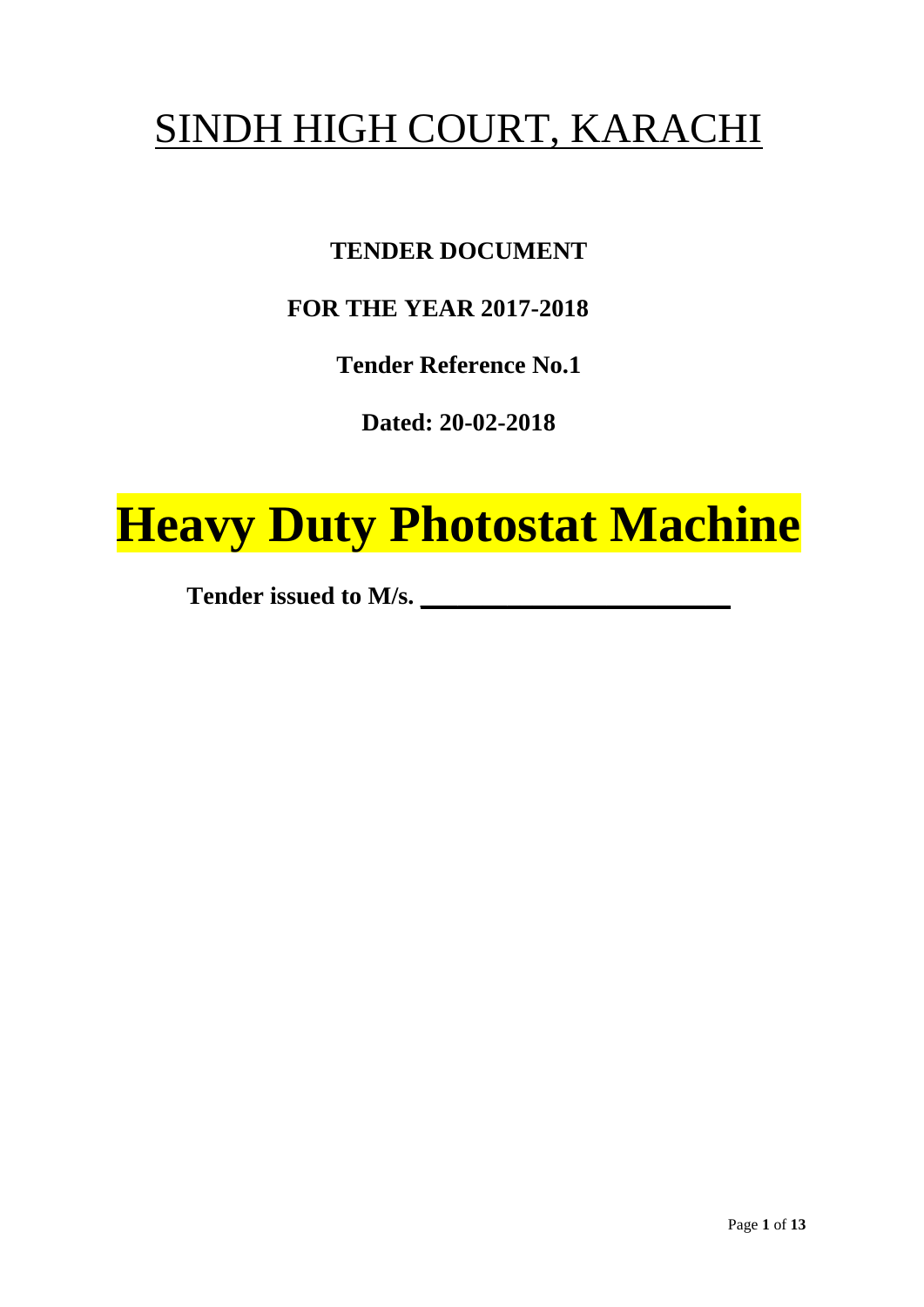# SINDH HIGH COURT, KARACHI

**TENDER DOCUMENT**

**FOR THE YEAR 2017-2018**

**Tender Reference No.1**

**Dated: 20-02-2018**

# Heavy Duty Photostat Machine

**Tender issued to M/s. ______________________**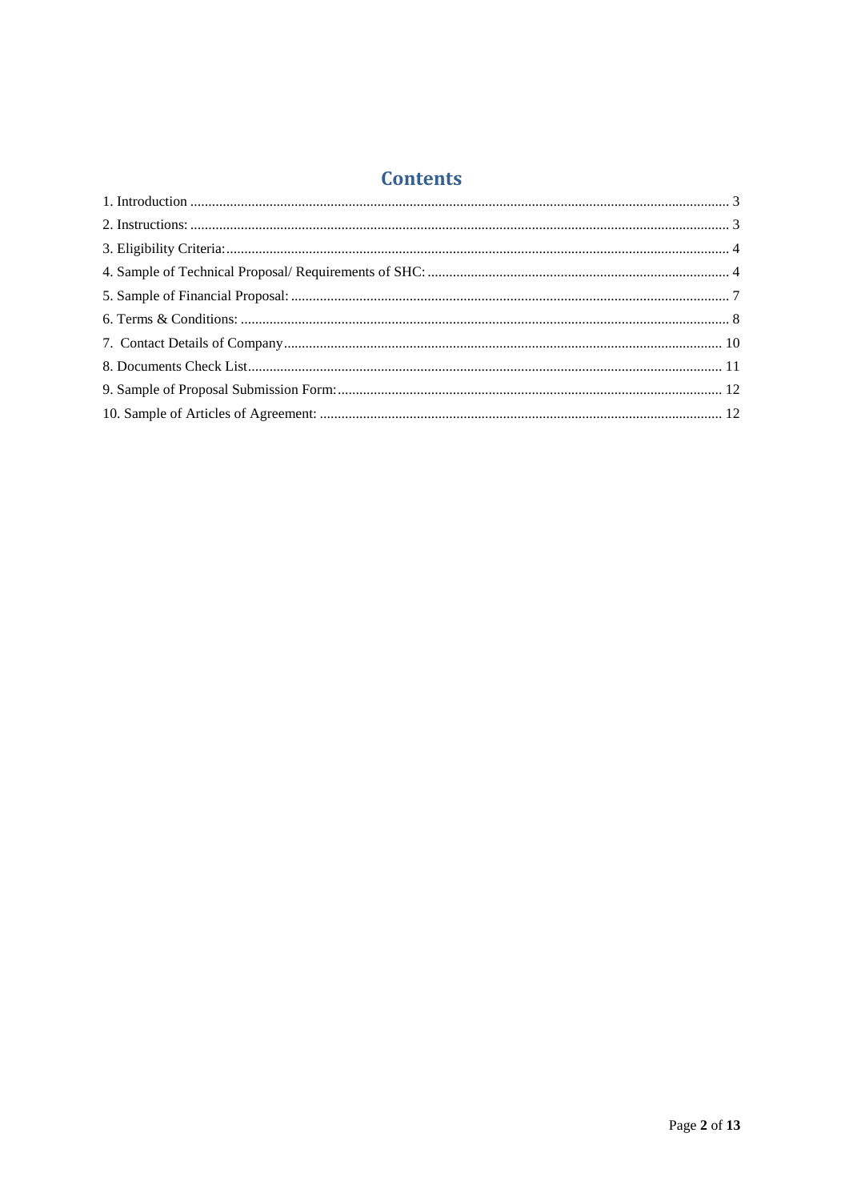# Contents

1. Introduction ........................................................................ 3
2. Instructions: ........................................................................ 3
3. Eligibility Criteria: ........................................................................ 4
4. Sample of Technical Proposal/ Requirements of SHC: ........................................................................ 4
5. Sample of Financial Proposal: ........................................................................ 7
6. Terms & Conditions: ........................................................................ 8
7. Contact Details of Company ........................................................................ 10
8. Documents Check List ........................................................................ 11
9. Sample of Proposal Submission Form: ........................................................................ 12
10. Sample of Articles of Agreement: ........................................................................ 12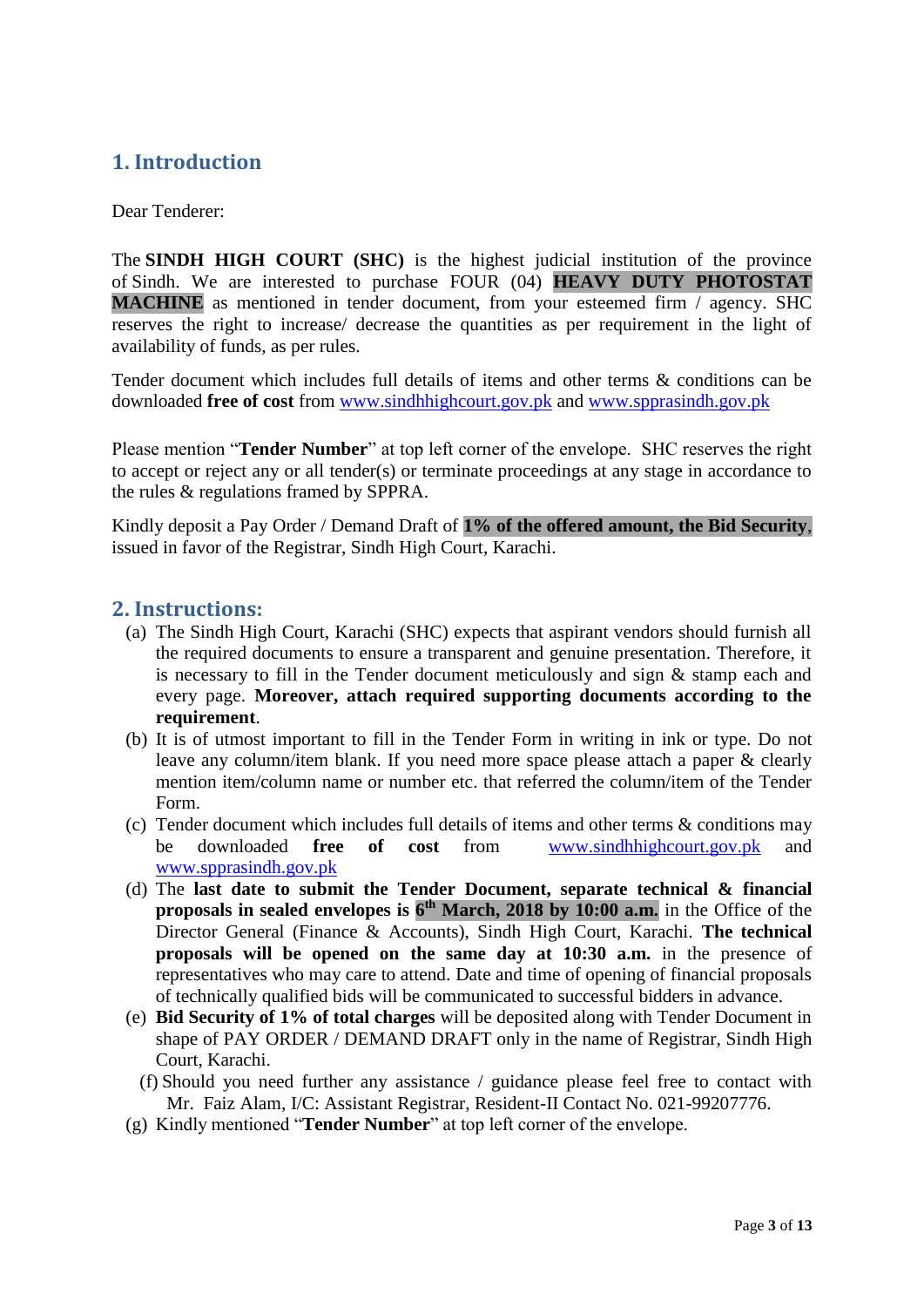## 1. Introduction

Dear Tenderer:

The **SINDH HIGH COURT (SHC)** is the highest judicial institution of the province of Sindh. We are interested to purchase FOUR (04) **HEAVY DUTY PHOTOSTAT MACHINE** as mentioned in tender document, from your esteemed firm / agency. SHC reserves the right to increase/ decrease the quantities as per requirement in the light of availability of funds, as per rules.

Tender document which includes full details of items and other terms & conditions can be downloaded **free of cost** from www.sindhhighcourt.gov.pk and www.spprasindh.gov.pk

Please mention "**Tender Number**" at top left corner of the envelope. SHC reserves the right to accept or reject any or all tender(s) or terminate proceedings at any stage in accordance to the rules & regulations framed by SPPRA.

Kindly deposit a Pay Order / Demand Draft of **1% of the offered amount, the Bid Security**, issued in favor of the Registrar, Sindh High Court, Karachi.

## 2. Instructions:

(a) The Sindh High Court, Karachi (SHC) expects that aspirant vendors should furnish all the required documents to ensure a transparent and genuine presentation. Therefore, it is necessary to fill in the Tender document meticulously and sign & stamp each and every page. **Moreover, attach required supporting documents according to the requirement**.

(b) It is of utmost important to fill in the Tender Form in writing in ink or type. Do not leave any column/item blank. If you need more space please attach a paper & clearly mention item/column name or number etc. that referred the column/item of the Tender Form.

(c) Tender document which includes full details of items and other terms & conditions may be downloaded **free of cost** from www.sindhhighcourt.gov.pk and www.spprasindh.gov.pk

(d) The **last date to submit the Tender Document, separate technical & financial proposals in sealed envelopes is 6th March, 2018 by 10:00 a.m.** in the Office of the Director General (Finance & Accounts), Sindh High Court, Karachi. **The technical proposals will be opened on the same day at 10:30 a.m.** in the presence of representatives who may care to attend. Date and time of opening of financial proposals of technically qualified bids will be communicated to successful bidders in advance.

(e) **Bid Security of 1% of total charges** will be deposited along with Tender Document in shape of PAY ORDER / DEMAND DRAFT only in the name of Registrar, Sindh High Court, Karachi.

(f) Should you need further any assistance / guidance please feel free to contact with Mr. Faiz Alam, I/C: Assistant Registrar, Resident-II Contact No. 021-99207776.

(g) Kindly mentioned "**Tender Number**" at top left corner of the envelope.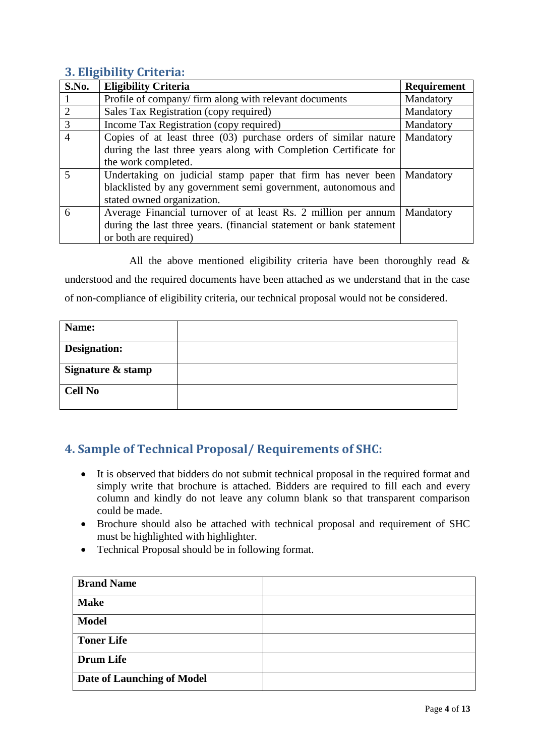## 3. Eligibility Criteria:

| S.No. | Eligibility Criteria | Requirement |
|---|---|---|
| 1 | Profile of company/ firm along with relevant documents | Mandatory |
| 2 | Sales Tax Registration (copy required) | Mandatory |
| 3 | Income Tax Registration (copy required) | Mandatory |
| 4 | Copies of at least three (03) purchase orders of similar nature during the last three years along with Completion Certificate for the work completed. | Mandatory |
| 5 | Undertaking on judicial stamp paper that firm has never been blacklisted by any government semi government, autonomous and stated owned organization. | Mandatory |
| 6 | Average Financial turnover of at least Rs. 2 million per annum during the last three years. (financial statement or bank statement or both are required) | Mandatory |

All the above mentioned eligibility criteria have been thoroughly read & understood and the required documents have been attached as we understand that in the case of non-compliance of eligibility criteria, our technical proposal would not be considered.

| | |
|---|---|
| **Name:** | |
| **Designation:** | |
| **Signature & stamp** | |
| **Cell No** | |

## 4. Sample of Technical Proposal/ Requirements of SHC:

- It is observed that bidders do not submit technical proposal in the required format and simply write that brochure is attached. Bidders are required to fill each and every column and kindly do not leave any column blank so that transparent comparison could be made.
- Brochure should also be attached with technical proposal and requirement of SHC must be highlighted with highlighter.
- Technical Proposal should be in following format.

| | |
|---|---|
| **Brand Name** | |
| **Make** | |
| **Model** | |
| **Toner Life** | |
| **Drum Life** | |
| **Date of Launching of Model** | |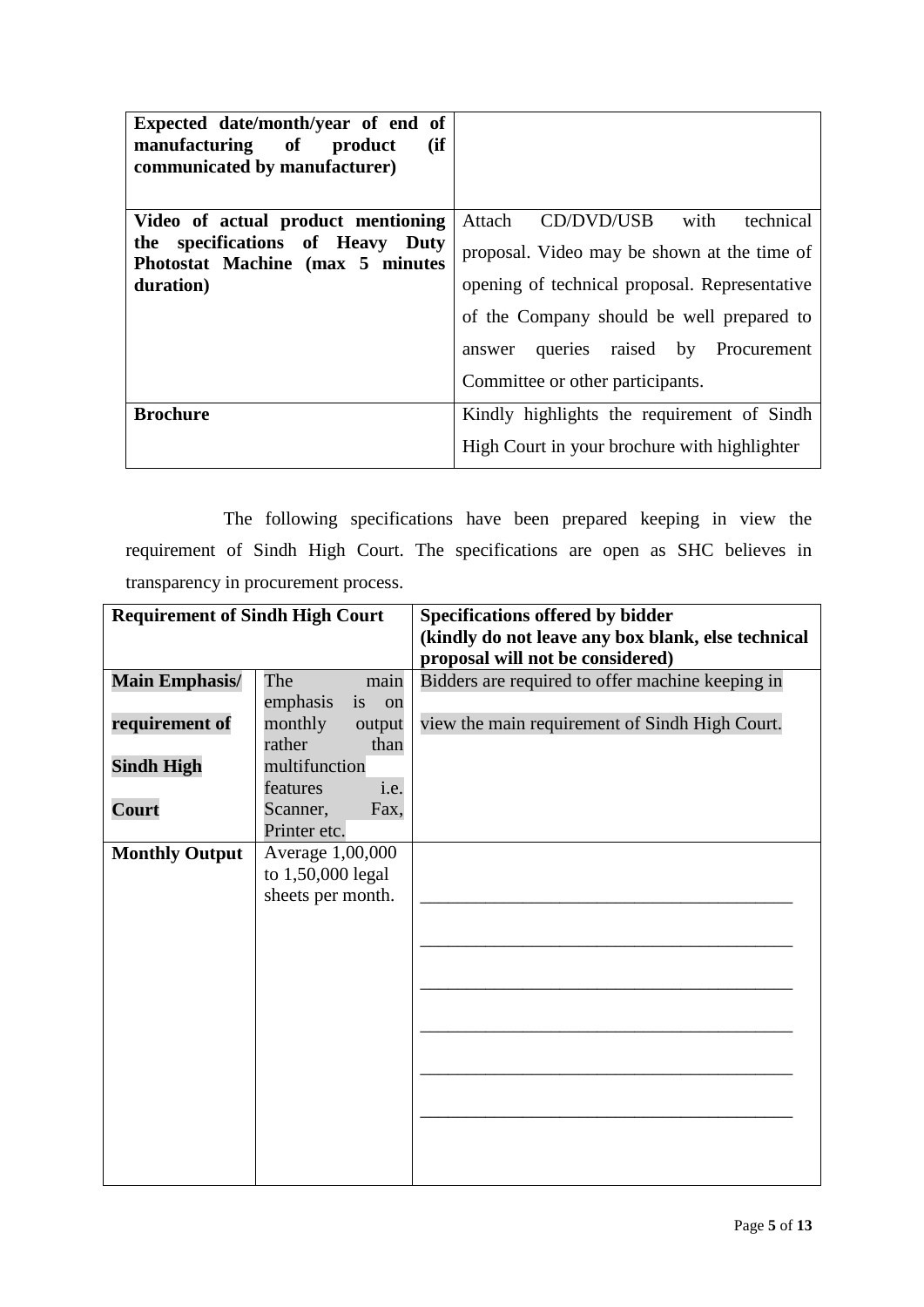| | |
|---|---|
| **Expected date/month/year of end of manufacturing of product (if communicated by manufacturer)** | |
| **Video of actual product mentioning the specifications of Heavy Duty Photostat Machine (max 5 minutes duration)** | Attach CD/DVD/USB with technical proposal. Video may be shown at the time of opening of technical proposal. Representative of the Company should be well prepared to answer queries raised by Procurement Committee or other participants. |
| **Brochure** | Kindly highlights the requirement of Sindh High Court in your brochure with highlighter |

The following specifications have been prepared keeping in view the requirement of Sindh High Court. The specifications are open as SHC believes in transparency in procurement process.

| **Requirement of Sindh High Court** | | **Specifications offered by bidder (kindly do not leave any box blank, else technical proposal will not be considered)** |
|---|---|---|
| **Main Emphasis/ requirement of Sindh High Court** | The main emphasis is on monthly output rather than multifunction features i.e. Scanner, Fax, Printer etc. | Bidders are required to offer machine keeping in view the main requirement of Sindh High Court. |
| **Monthly Output** | Average 1,00,000 to 1,50,000 legal sheets per month. | ________________________________________<br>________________________________________<br>________________________________________<br>________________________________________<br>________________________________________<br>________________________________________ |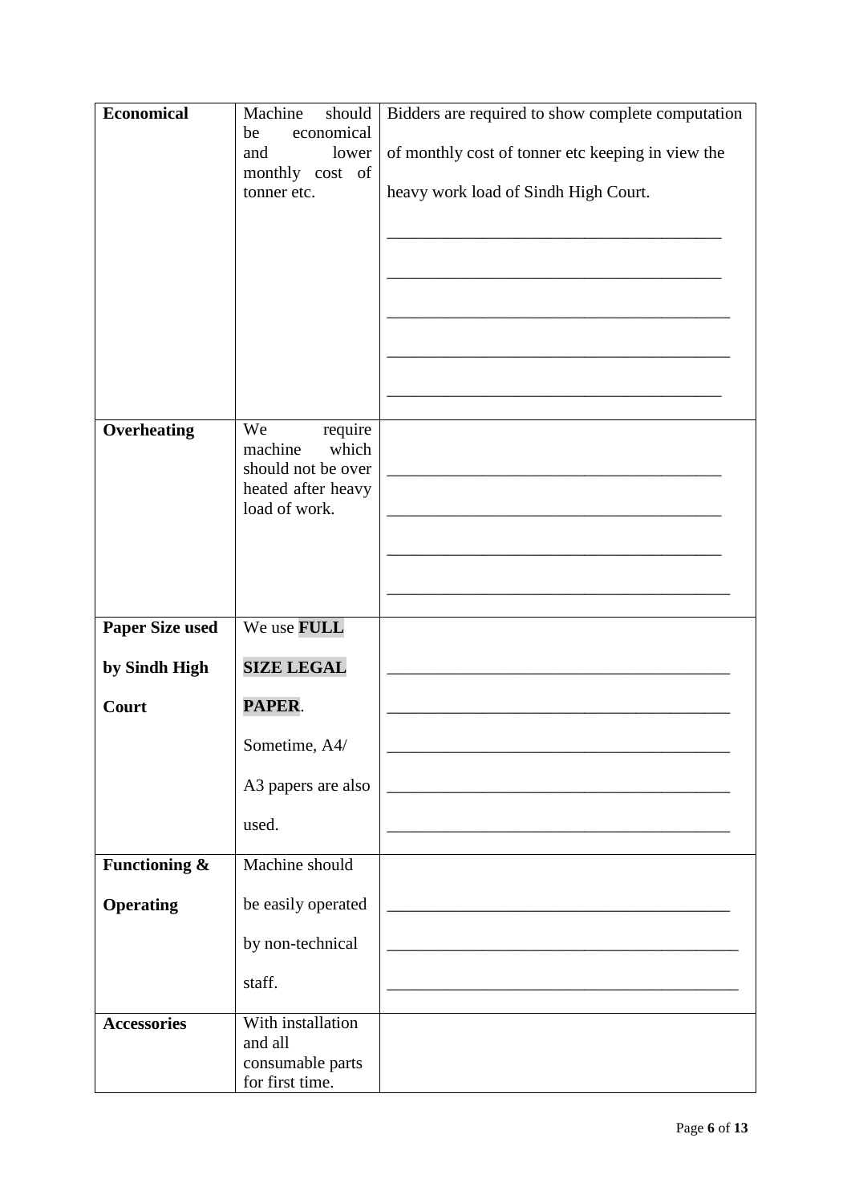| **Economical** | Machine should be economical and lower monthly cost of tonner etc. | Bidders are required to show complete computation of monthly cost of tonner etc keeping in view the heavy work load of Sindh High Court.<br>\_\_\_\_\_\_\_\_\_\_\_\_\_\_\_\_\_\_\_\_\_\_\_\_\_\_\_\_\_\_\_\_\_\_\_\_\_\_\_\_<br>\_\_\_\_\_\_\_\_\_\_\_\_\_\_\_\_\_\_\_\_\_\_\_\_\_\_\_\_\_\_\_\_\_\_\_\_\_\_\_\_<br>\_\_\_\_\_\_\_\_\_\_\_\_\_\_\_\_\_\_\_\_\_\_\_\_\_\_\_\_\_\_\_\_\_\_\_\_\_\_\_\_<br>\_\_\_\_\_\_\_\_\_\_\_\_\_\_\_\_\_\_\_\_\_\_\_\_\_\_\_\_\_\_\_\_\_\_\_\_\_\_\_\_<br>\_\_\_\_\_\_\_\_\_\_\_\_\_\_\_\_\_\_\_\_\_\_\_\_\_\_\_\_\_\_\_\_\_\_\_\_\_\_\_\_ |
|---|---|---|
| **Overheating** | We require machine which should not be over heated after heavy load of work. | \_\_\_\_\_\_\_\_\_\_\_\_\_\_\_\_\_\_\_\_\_\_\_\_\_\_\_\_\_\_\_\_\_\_\_\_\_\_\_\_<br>\_\_\_\_\_\_\_\_\_\_\_\_\_\_\_\_\_\_\_\_\_\_\_\_\_\_\_\_\_\_\_\_\_\_\_\_\_\_\_\_<br>\_\_\_\_\_\_\_\_\_\_\_\_\_\_\_\_\_\_\_\_\_\_\_\_\_\_\_\_\_\_\_\_\_\_\_\_\_\_\_\_<br>\_\_\_\_\_\_\_\_\_\_\_\_\_\_\_\_\_\_\_\_\_\_\_\_\_\_\_\_\_\_\_\_\_\_\_\_\_\_\_\_ |
| **Paper Size used by Sindh High Court** | We use **FULL SIZE LEGAL PAPER**. Sometime, A4/ A3 papers are also used. | \_\_\_\_\_\_\_\_\_\_\_\_\_\_\_\_\_\_\_\_\_\_\_\_\_\_\_\_\_\_\_\_\_\_\_\_\_\_\_\_<br>\_\_\_\_\_\_\_\_\_\_\_\_\_\_\_\_\_\_\_\_\_\_\_\_\_\_\_\_\_\_\_\_\_\_\_\_\_\_\_\_<br>\_\_\_\_\_\_\_\_\_\_\_\_\_\_\_\_\_\_\_\_\_\_\_\_\_\_\_\_\_\_\_\_\_\_\_\_\_\_\_\_<br>\_\_\_\_\_\_\_\_\_\_\_\_\_\_\_\_\_\_\_\_\_\_\_\_\_\_\_\_\_\_\_\_\_\_\_\_\_\_\_\_<br>\_\_\_\_\_\_\_\_\_\_\_\_\_\_\_\_\_\_\_\_\_\_\_\_\_\_\_\_\_\_\_\_\_\_\_\_\_\_\_\_ |
| **Functioning & Operating** | Machine should be easily operated by non-technical staff. | \_\_\_\_\_\_\_\_\_\_\_\_\_\_\_\_\_\_\_\_\_\_\_\_\_\_\_\_\_\_\_\_\_\_\_\_\_\_\_\_<br>\_\_\_\_\_\_\_\_\_\_\_\_\_\_\_\_\_\_\_\_\_\_\_\_\_\_\_\_\_\_\_\_\_\_\_\_\_\_\_\_<br>\_\_\_\_\_\_\_\_\_\_\_\_\_\_\_\_\_\_\_\_\_\_\_\_\_\_\_\_\_\_\_\_\_\_\_\_\_\_\_\_ |
| **Accessories** | With installation and all consumable parts for first time. | |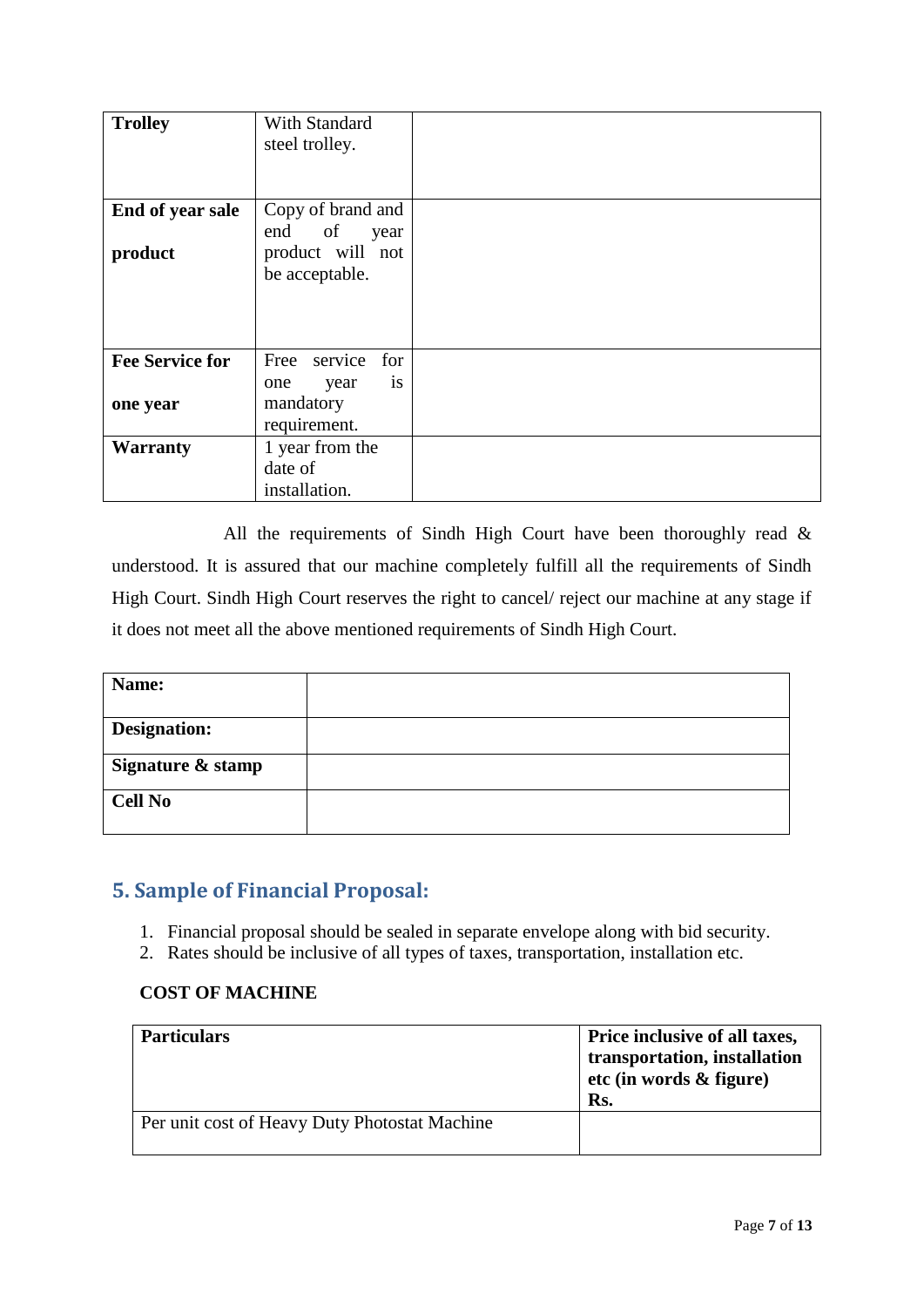| **Trolley** | With Standard steel trolley. | |
|---|---|---|
| **End of year sale product** | Copy of brand and end of year product will not be acceptable. | |
| **Fee Service for one year** | Free service for one year is mandatory requirement. | |
| **Warranty** | 1 year from the date of installation. | |

All the requirements of Sindh High Court have been thoroughly read & understood. It is assured that our machine completely fulfill all the requirements of Sindh High Court. Sindh High Court reserves the right to cancel/ reject our machine at any stage if it does not meet all the above mentioned requirements of Sindh High Court.

| **Name:** | |
|---|---|
| **Designation:** | |
| **Signature & stamp** | |
| **Cell No** | |

## 5. Sample of Financial Proposal:

1. Financial proposal should be sealed in separate envelope along with bid security.
2. Rates should be inclusive of all types of taxes, transportation, installation etc.

**COST OF MACHINE**

| **Particulars** | **Price inclusive of all taxes, transportation, installation etc (in words & figure) Rs.** |
|---|---|
| Per unit cost of Heavy Duty Photostat Machine | |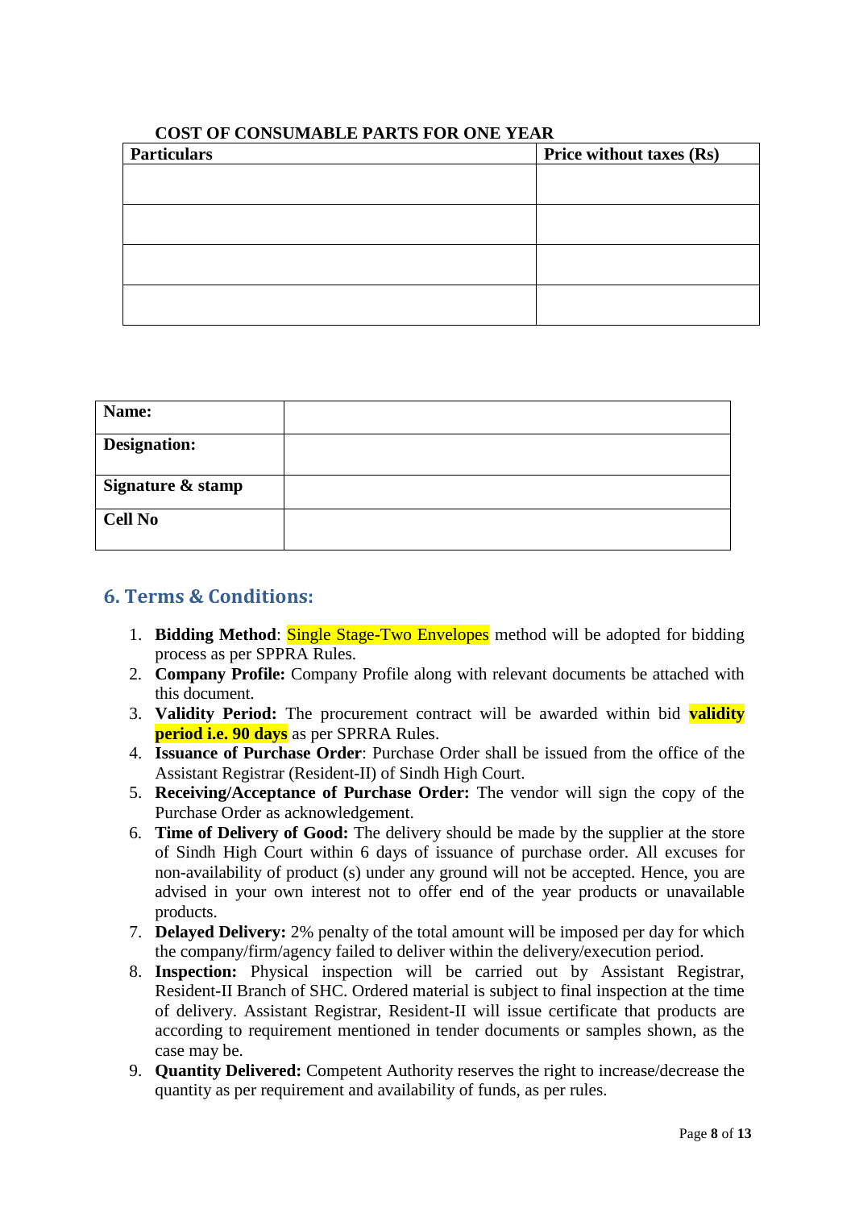**COST OF CONSUMABLE PARTS FOR ONE YEAR**

| Particulars | Price without taxes (Rs) |
| --- | --- |
| | |
| | |
| | |
| | |

| **Name:** | |
| --- | --- |
| **Designation:** | |
| **Signature & stamp** | |
| **Cell No** | |

## 6. Terms & Conditions:

1. **Bidding Method**: Single Stage-Two Envelopes method will be adopted for bidding process as per SPPRA Rules.
2. **Company Profile:** Company Profile along with relevant documents be attached with this document.
3. **Validity Period:** The procurement contract will be awarded within bid **validity period i.e. 90 days** as per SPRRA Rules.
4. **Issuance of Purchase Order**: Purchase Order shall be issued from the office of the Assistant Registrar (Resident-II) of Sindh High Court.
5. **Receiving/Acceptance of Purchase Order:** The vendor will sign the copy of the Purchase Order as acknowledgement.
6. **Time of Delivery of Good:** The delivery should be made by the supplier at the store of Sindh High Court within 6 days of issuance of purchase order. All excuses for non-availability of product (s) under any ground will not be accepted. Hence, you are advised in your own interest not to offer end of the year products or unavailable products.
7. **Delayed Delivery:** 2% penalty of the total amount will be imposed per day for which the company/firm/agency failed to deliver within the delivery/execution period.
8. **Inspection:** Physical inspection will be carried out by Assistant Registrar, Resident-II Branch of SHC. Ordered material is subject to final inspection at the time of delivery. Assistant Registrar, Resident-II will issue certificate that products are according to requirement mentioned in tender documents or samples shown, as the case may be.
9. **Quantity Delivered:** Competent Authority reserves the right to increase/decrease the quantity as per requirement and availability of funds, as per rules.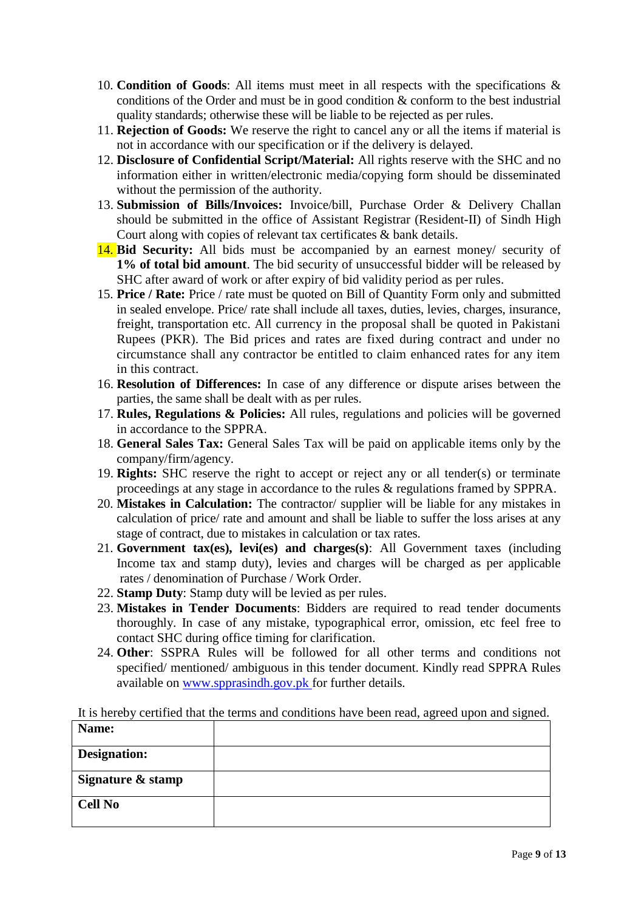10. **Condition of Goods**: All items must meet in all respects with the specifications & conditions of the Order and must be in good condition & conform to the best industrial quality standards; otherwise these will be liable to be rejected as per rules.
11. **Rejection of Goods:** We reserve the right to cancel any or all the items if material is not in accordance with our specification or if the delivery is delayed.
12. **Disclosure of Confidential Script/Material:** All rights reserve with the SHC and no information either in written/electronic media/copying form should be disseminated without the permission of the authority.
13. **Submission of Bills/Invoices:** Invoice/bill, Purchase Order & Delivery Challan should be submitted in the office of Assistant Registrar (Resident-II) of Sindh High Court along with copies of relevant tax certificates & bank details.
14. **Bid Security:** All bids must be accompanied by an earnest money/ security of **1% of total bid amount**. The bid security of unsuccessful bidder will be released by SHC after award of work or after expiry of bid validity period as per rules.
15. **Price / Rate:** Price / rate must be quoted on Bill of Quantity Form only and submitted in sealed envelope. Price/ rate shall include all taxes, duties, levies, charges, insurance, freight, transportation etc. All currency in the proposal shall be quoted in Pakistani Rupees (PKR). The Bid prices and rates are fixed during contract and under no circumstance shall any contractor be entitled to claim enhanced rates for any item in this contract.
16. **Resolution of Differences:** In case of any difference or dispute arises between the parties, the same shall be dealt with as per rules.
17. **Rules, Regulations & Policies:** All rules, regulations and policies will be governed in accordance to the SPPRA.
18. **General Sales Tax:** General Sales Tax will be paid on applicable items only by the company/firm/agency.
19. **Rights:** SHC reserve the right to accept or reject any or all tender(s) or terminate proceedings at any stage in accordance to the rules & regulations framed by SPPRA.
20. **Mistakes in Calculation:** The contractor/ supplier will be liable for any mistakes in calculation of price/ rate and amount and shall be liable to suffer the loss arises at any stage of contract, due to mistakes in calculation or tax rates.
21. **Government tax(es), levi(es) and charges(s)**: All Government taxes (including Income tax and stamp duty), levies and charges will be charged as per applicable rates / denomination of Purchase / Work Order.
22. **Stamp Duty**: Stamp duty will be levied as per rules.
23. **Mistakes in Tender Documents**: Bidders are required to read tender documents thoroughly. In case of any mistake, typographical error, omission, etc feel free to contact SHC during office timing for clarification.
24. **Other**: SSPRA Rules will be followed for all other terms and conditions not specified/ mentioned/ ambiguous in this tender document. Kindly read SPPRA Rules available on www.spprasindh.gov.pk for further details.

It is hereby certified that the terms and conditions have been read, agreed upon and signed.

| **Name:** | |
|---|---|
| **Designation:** | |
| **Signature & stamp** | |
| **Cell No** | |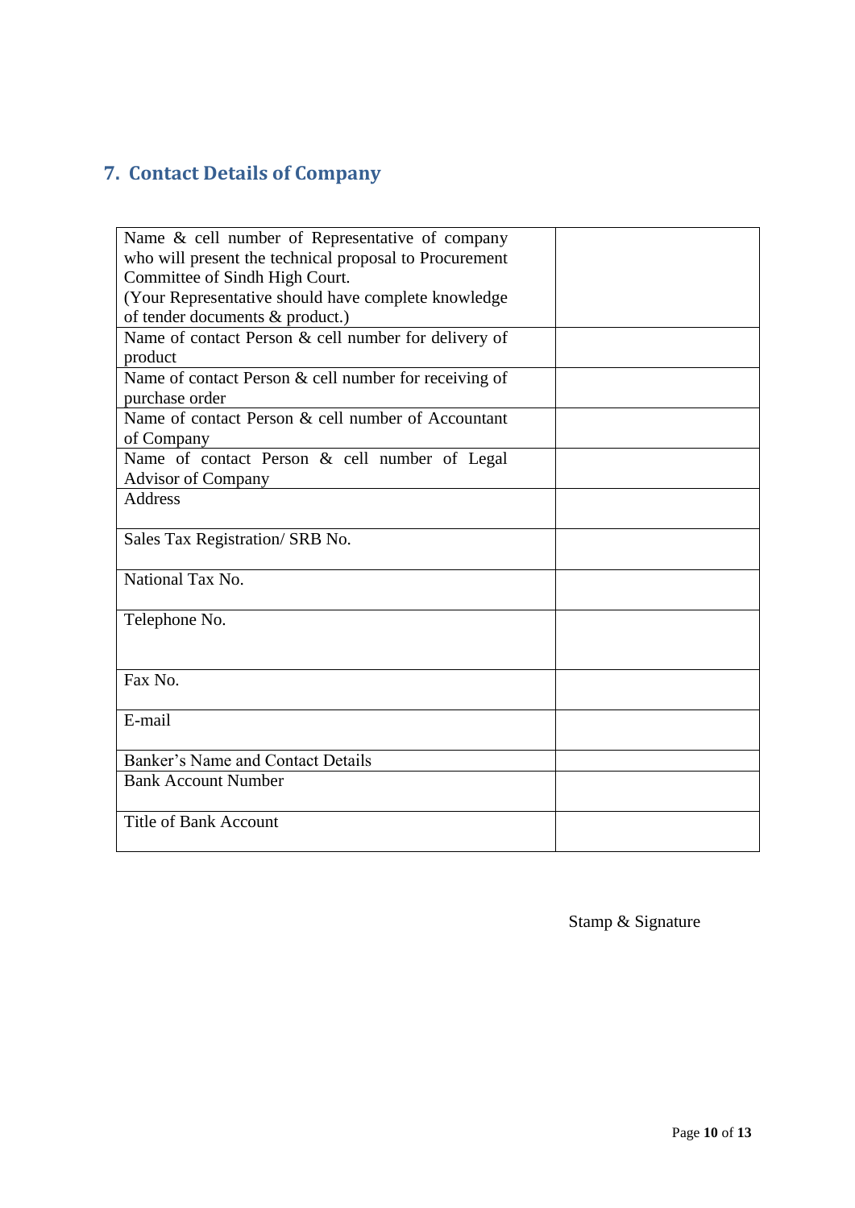## 7. Contact Details of Company

| | |
|---|---|
| Name & cell number of Representative of company who will present the technical proposal to Procurement Committee of Sindh High Court.<br>(Your Representative should have complete knowledge of tender documents & product.) | |
| Name of contact Person & cell number for delivery of product | |
| Name of contact Person & cell number for receiving of purchase order | |
| Name of contact Person & cell number of Accountant of Company | |
| Name of contact Person & cell number of Legal Advisor of Company | |
| Address | |
| Sales Tax Registration/ SRB No. | |
| National Tax No. | |
| Telephone No. | |
| Fax No. | |
| E-mail | |
| Banker's Name and Contact Details | |
| Bank Account Number | |
| Title of Bank Account | |

Stamp & Signature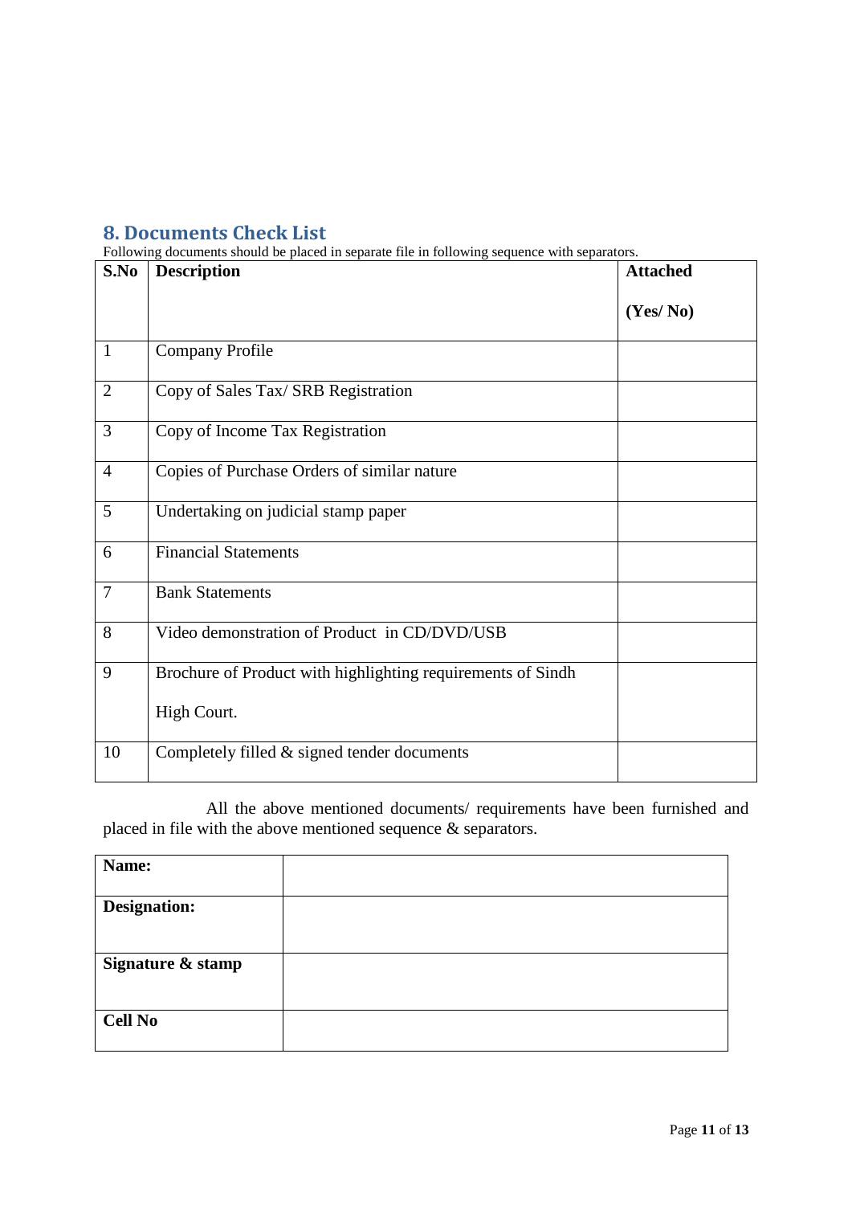## 8. Documents Check List

Following documents should be placed in separate file in following sequence with separators.

| S.No | Description | Attached (Yes/ No) |
|---|---|---|
| 1 | Company Profile | |
| 2 | Copy of Sales Tax/ SRB Registration | |
| 3 | Copy of Income Tax Registration | |
| 4 | Copies of Purchase Orders of similar nature | |
| 5 | Undertaking on judicial stamp paper | |
| 6 | Financial Statements | |
| 7 | Bank Statements | |
| 8 | Video demonstration of Product in CD/DVD/USB | |
| 9 | Brochure of Product with highlighting requirements of Sindh High Court. | |
| 10 | Completely filled & signed tender documents | |

All the above mentioned documents/ requirements have been furnished and placed in file with the above mentioned sequence & separators.

| | |
|---|---|
| **Name:** | |
| **Designation:** | |
| **Signature & stamp** | |
| **Cell No** | |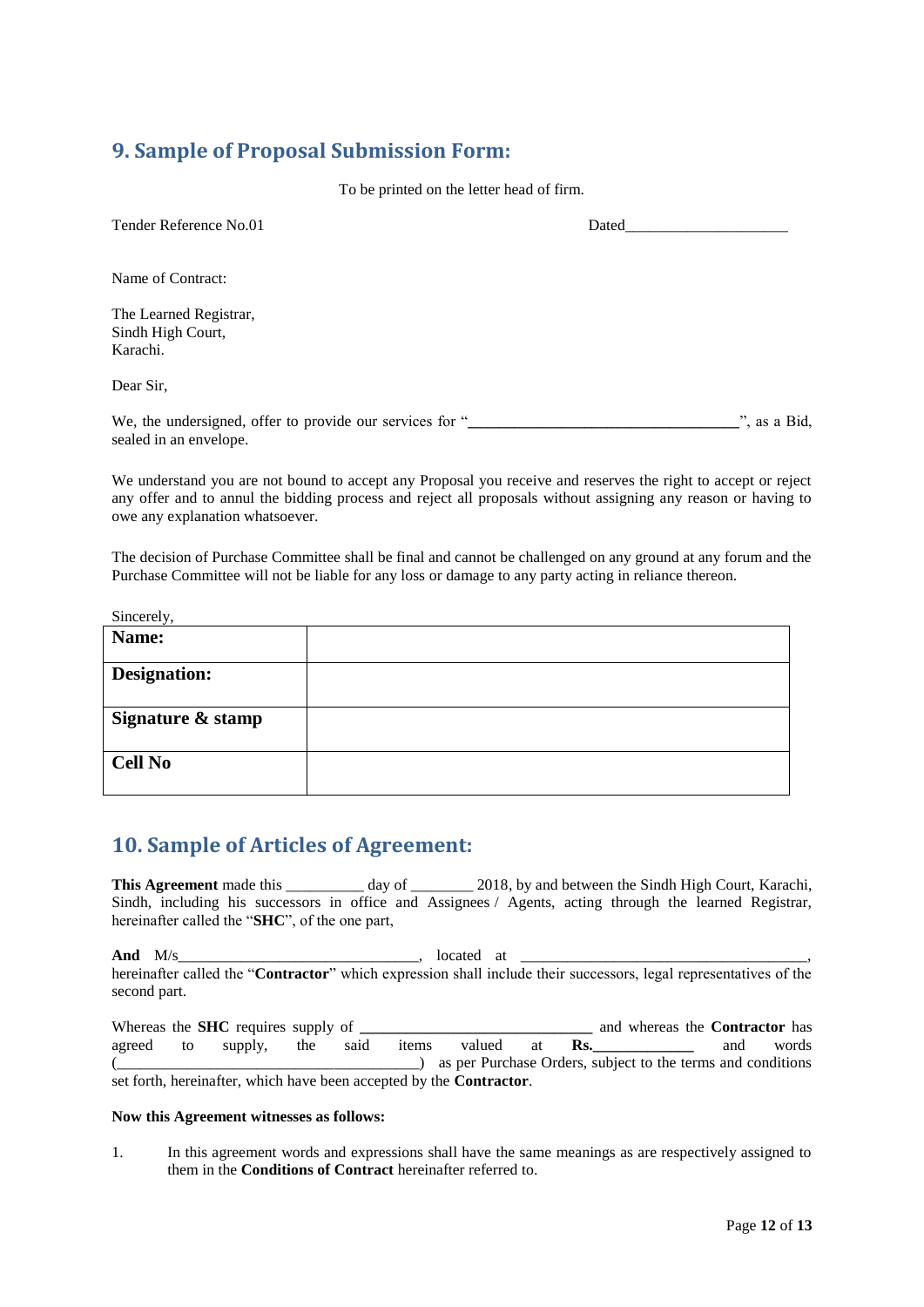## 9. Sample of Proposal Submission Form:

To be printed on the letter head of firm.

Tender Reference No.01 Dated____________________

Name of Contract:

The Learned Registrar,
Sindh High Court,
Karachi.

Dear Sir,

We, the undersigned, offer to provide our services for "**__________________________________**", as a Bid, sealed in an envelope.

We understand you are not bound to accept any Proposal you receive and reserves the right to accept or reject any offer and to annul the bidding process and reject all proposals without assigning any reason or having to owe any explanation whatsoever.

The decision of Purchase Committee shall be final and cannot be challenged on any ground at any forum and the Purchase Committee will not be liable for any loss or damage to any party acting in reliance thereon.

Sincerely,

| **Name:** | |
|---|---|
| **Designation:** | |
| **Signature & stamp** | |
| **Cell No** | |

## 10. Sample of Articles of Agreement:

**This Agreement** made this __________ day of ________ 2018, by and between the Sindh High Court, Karachi, Sindh, including his successors in office and Assignees / Agents, acting through the learned Registrar, hereinafter called the "**SHC**", of the one part,

**And** M/s_______________________________, located at _____________________________________, hereinafter called the "**Contractor**" which expression shall include their successors, legal representatives of the second part.

Whereas the **SHC** requires supply of **_____________________________** and whereas the **Contractor** has agreed to supply, the said items valued at **Rs.____________** and words (_______________________________________) as per Purchase Orders, subject to the terms and conditions set forth, hereinafter, which have been accepted by the **Contractor**.

**Now this Agreement witnesses as follows:**

1. In this agreement words and expressions shall have the same meanings as are respectively assigned to them in the **Conditions of Contract** hereinafter referred to.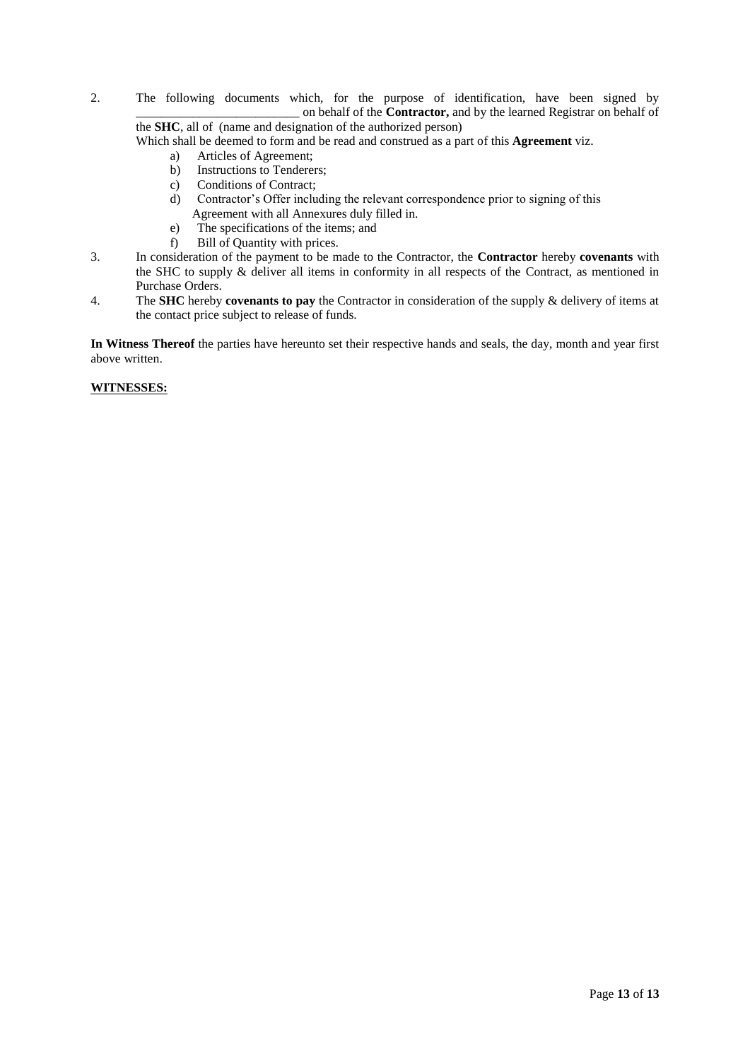2. The following documents which, for the purpose of identification, have been signed by __________________________ on behalf of the **Contractor,** and by the learned Registrar on behalf of the **SHC**, all of (name and designation of the authorized person)

   Which shall be deemed to form and be read and construed as a part of this **Agreement** viz.

   a) Articles of Agreement;
   b) Instructions to Tenderers;
   c) Conditions of Contract;
   d) Contractor's Offer including the relevant correspondence prior to signing of this Agreement with all Annexures duly filled in.
   e) The specifications of the items; and
   f) Bill of Quantity with prices.

3. In consideration of the payment to be made to the Contractor, the **Contractor** hereby **covenants** with the SHC to supply & deliver all items in conformity in all respects of the Contract, as mentioned in Purchase Orders.

4. The **SHC** hereby **covenants to pay** the Contractor in consideration of the supply & delivery of items at the contact price subject to release of funds.

**In Witness Thereof** the parties have hereunto set their respective hands and seals, the day, month and year first above written.

<u>**WITNESSES:**</u>